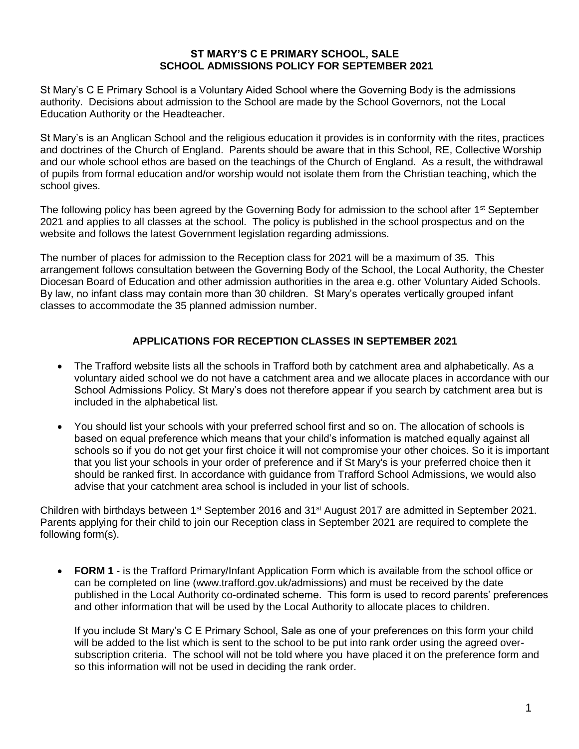# ST MARY'S C E PRIMARY SCHOOL, SALE
## SCHOOL ADMISSIONS POLICY FOR SEPTEMBER 2021

St Mary's C E Primary School is a Voluntary Aided School where the Governing Body is the admissions authority. Decisions about admission to the School are made by the School Governors, not the Local Education Authority or the Headteacher.

St Mary's is an Anglican School and the religious education it provides is in conformity with the rites, practices and doctrines of the Church of England. Parents should be aware that in this School, RE, Collective Worship and our whole school ethos are based on the teachings of the Church of England. As a result, the withdrawal of pupils from formal education and/or worship would not isolate them from the Christian teaching, which the school gives.

The following policy has been agreed by the Governing Body for admission to the school after 1st September 2021 and applies to all classes at the school. The policy is published in the school prospectus and on the website and follows the latest Government legislation regarding admissions.

The number of places for admission to the Reception class for 2021 will be a maximum of 35. This arrangement follows consultation between the Governing Body of the School, the Local Authority, the Chester Diocesan Board of Education and other admission authorities in the area e.g. other Voluntary Aided Schools. By law, no infant class may contain more than 30 children. St Mary's operates vertically grouped infant classes to accommodate the 35 planned admission number.

## APPLICATIONS FOR RECEPTION CLASSES IN SEPTEMBER 2021

- The Trafford website lists all the schools in Trafford both by catchment area and alphabetically. As a voluntary aided school we do not have a catchment area and we allocate places in accordance with our School Admissions Policy. St Mary's does not therefore appear if you search by catchment area but is included in the alphabetical list.
- You should list your schools with your preferred school first and so on. The allocation of schools is based on equal preference which means that your child's information is matched equally against all schools so if you do not get your first choice it will not compromise your other choices. So it is important that you list your schools in your order of preference and if St Mary's is your preferred choice then it should be ranked first. In accordance with guidance from Trafford School Admissions, we would also advise that your catchment area school is included in your list of schools.

Children with birthdays between 1st September 2016 and 31st August 2017 are admitted in September 2021. Parents applying for their child to join our Reception class in September 2021 are required to complete the following form(s).

- **FORM 1 -** is the Trafford Primary/Infant Application Form which is available from the school office or can be completed on line (www.trafford.gov.uk/admissions) and must be received by the date published in the Local Authority co-ordinated scheme. This form is used to record parents' preferences and other information that will be used by the Local Authority to allocate places to children.

  If you include St Mary's C E Primary School, Sale as one of your preferences on this form your child will be added to the list which is sent to the school to be put into rank order using the agreed over-subscription criteria. The school will not be told where you have placed it on the preference form and so this information will not be used in deciding the rank order.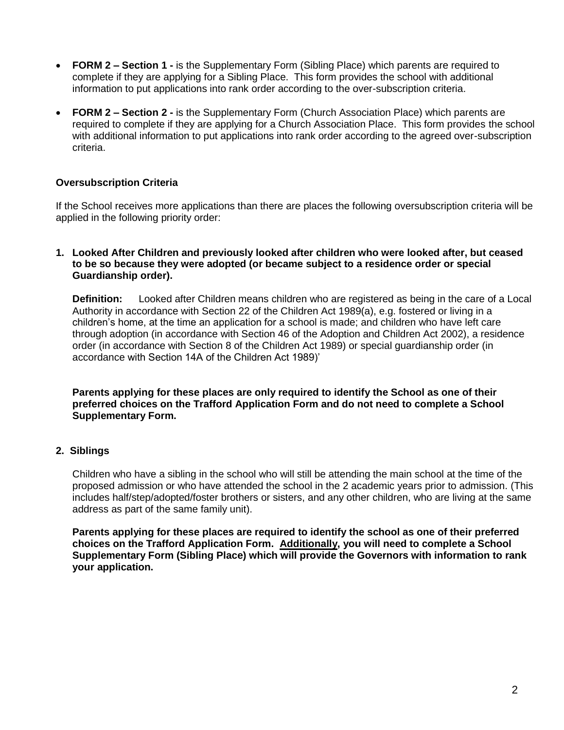- **FORM 2 – Section 1 -** is the Supplementary Form (Sibling Place) which parents are required to complete if they are applying for a Sibling Place. This form provides the school with additional information to put applications into rank order according to the over-subscription criteria.
- **FORM 2 – Section 2 -** is the Supplementary Form (Church Association Place) which parents are required to complete if they are applying for a Church Association Place. This form provides the school with additional information to put applications into rank order according to the agreed over-subscription criteria.

**Oversubscription Criteria**

If the School receives more applications than there are places the following oversubscription criteria will be applied in the following priority order:

**1. Looked After Children and previously looked after children who were looked after, but ceased to be so because they were adopted (or became subject to a residence order or special Guardianship order).**

**Definition:** Looked after Children means children who are registered as being in the care of a Local Authority in accordance with Section 22 of the Children Act 1989(a), e.g. fostered or living in a children's home, at the time an application for a school is made; and children who have left care through adoption (in accordance with Section 46 of the Adoption and Children Act 2002), a residence order (in accordance with Section 8 of the Children Act 1989) or special guardianship order (in accordance with Section 14A of the Children Act 1989)'

**Parents applying for these places are only required to identify the School as one of their preferred choices on the Trafford Application Form and do not need to complete a School Supplementary Form.**

**2. Siblings**

Children who have a sibling in the school who will still be attending the main school at the time of the proposed admission or who have attended the school in the 2 academic years prior to admission. (This includes half/step/adopted/foster brothers or sisters, and any other children, who are living at the same address as part of the same family unit).

**Parents applying for these places are required to identify the school as one of their preferred choices on the Trafford Application Form. <u>Additionally</u>, you will need to complete a School Supplementary Form (Sibling Place) which will provide the Governors with information to rank your application.**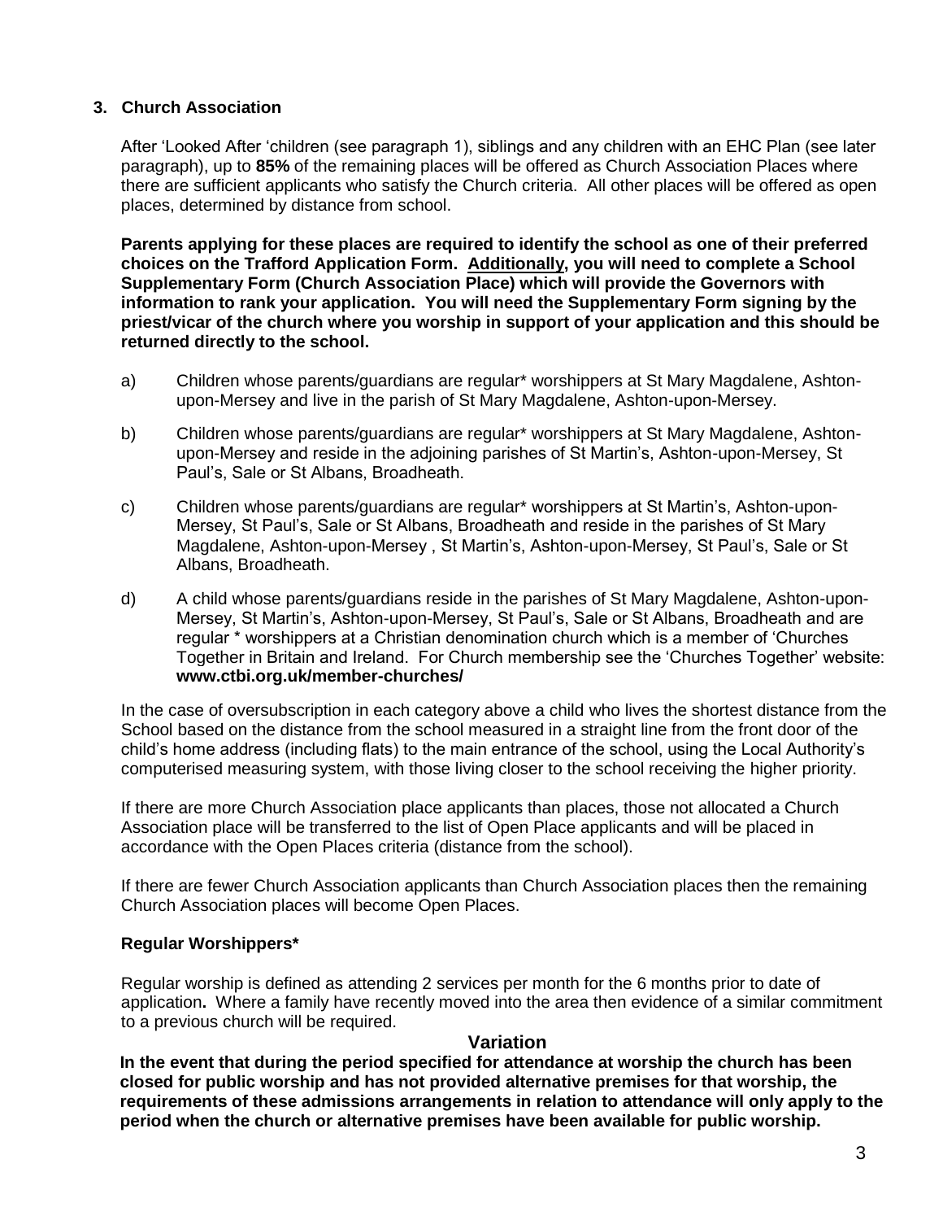### 3. Church Association

After 'Looked After 'children (see paragraph 1), siblings and any children with an EHC Plan (see later paragraph), up to **85%** of the remaining places will be offered as Church Association Places where there are sufficient applicants who satisfy the Church criteria. All other places will be offered as open places, determined by distance from school.

**Parents applying for these places are required to identify the school as one of their preferred choices on the Trafford Application Form. <u>Additionally</u>, you will need to complete a School Supplementary Form (Church Association Place) which will provide the Governors with information to rank your application. You will need the Supplementary Form signing by the priest/vicar of the church where you worship in support of your application and this should be returned directly to the school.**

a) Children whose parents/guardians are regular* worshippers at St Mary Magdalene, Ashton-upon-Mersey and live in the parish of St Mary Magdalene, Ashton-upon-Mersey.

b) Children whose parents/guardians are regular* worshippers at St Mary Magdalene, Ashton-upon-Mersey and reside in the adjoining parishes of St Martin's, Ashton-upon-Mersey, St Paul's, Sale or St Albans, Broadheath.

c) Children whose parents/guardians are regular* worshippers at St Martin's, Ashton-upon-Mersey, St Paul's, Sale or St Albans, Broadheath and reside in the parishes of St Mary Magdalene, Ashton-upon-Mersey , St Martin's, Ashton-upon-Mersey, St Paul's, Sale or St Albans, Broadheath.

d) A child whose parents/guardians reside in the parishes of St Mary Magdalene, Ashton-upon-Mersey, St Martin's, Ashton-upon-Mersey, St Paul's, Sale or St Albans, Broadheath and are regular * worshippers at a Christian denomination church which is a member of 'Churches Together in Britain and Ireland. For Church membership see the 'Churches Together' website: **www.ctbi.org.uk/member-churches/**

In the case of oversubscription in each category above a child who lives the shortest distance from the School based on the distance from the school measured in a straight line from the front door of the child's home address (including flats) to the main entrance of the school, using the Local Authority's computerised measuring system, with those living closer to the school receiving the higher priority.

If there are more Church Association place applicants than places, those not allocated a Church Association place will be transferred to the list of Open Place applicants and will be placed in accordance with the Open Places criteria (distance from the school).

If there are fewer Church Association applicants than Church Association places then the remaining Church Association places will become Open Places.

**Regular Worshippers***

Regular worship is defined as attending 2 services per month for the 6 months prior to date of application**.** Where a family have recently moved into the area then evidence of a similar commitment to a previous church will be required.

**Variation**

**In the event that during the period specified for attendance at worship the church has been closed for public worship and has not provided alternative premises for that worship, the requirements of these admissions arrangements in relation to attendance will only apply to the period when the church or alternative premises have been available for public worship.**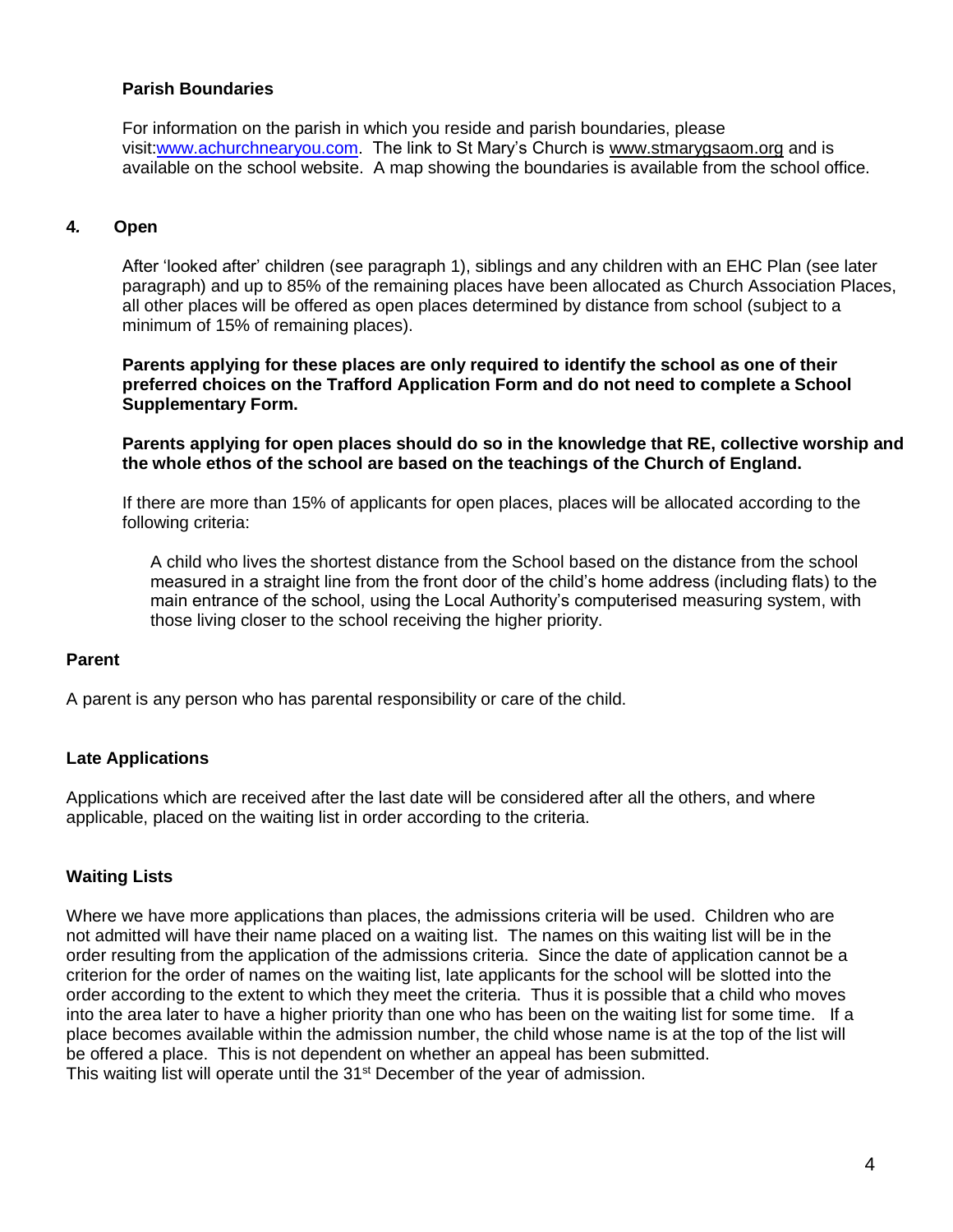**Parish Boundaries**

For information on the parish in which you reside and parish boundaries, please visit:[www.achurchnearyou.com](http://www.achurchnearyou.com). The link to St Mary's Church is www.stmarygsaom.org and is available on the school website. A map showing the boundaries is available from the school office.

**4. Open**

After 'looked after' children (see paragraph 1), siblings and any children with an EHC Plan (see later paragraph) and up to 85% of the remaining places have been allocated as Church Association Places, all other places will be offered as open places determined by distance from school (subject to a minimum of 15% of remaining places).

**Parents applying for these places are only required to identify the school as one of their preferred choices on the Trafford Application Form and do not need to complete a School Supplementary Form.**

**Parents applying for open places should do so in the knowledge that RE, collective worship and the whole ethos of the school are based on the teachings of the Church of England.**

If there are more than 15% of applicants for open places, places will be allocated according to the following criteria:

> A child who lives the shortest distance from the School based on the distance from the school measured in a straight line from the front door of the child's home address (including flats) to the main entrance of the school, using the Local Authority's computerised measuring system, with those living closer to the school receiving the higher priority.

**Parent**

A parent is any person who has parental responsibility or care of the child.

**Late Applications**

Applications which are received after the last date will be considered after all the others, and where applicable, placed on the waiting list in order according to the criteria.

**Waiting Lists**

Where we have more applications than places, the admissions criteria will be used. Children who are not admitted will have their name placed on a waiting list. The names on this waiting list will be in the order resulting from the application of the admissions criteria. Since the date of application cannot be a criterion for the order of names on the waiting list, late applicants for the school will be slotted into the order according to the extent to which they meet the criteria. Thus it is possible that a child who moves into the area later to have a higher priority than one who has been on the waiting list for some time. If a place becomes available within the admission number, the child whose name is at the top of the list will be offered a place. This is not dependent on whether an appeal has been submitted.
This waiting list will operate until the 31st December of the year of admission.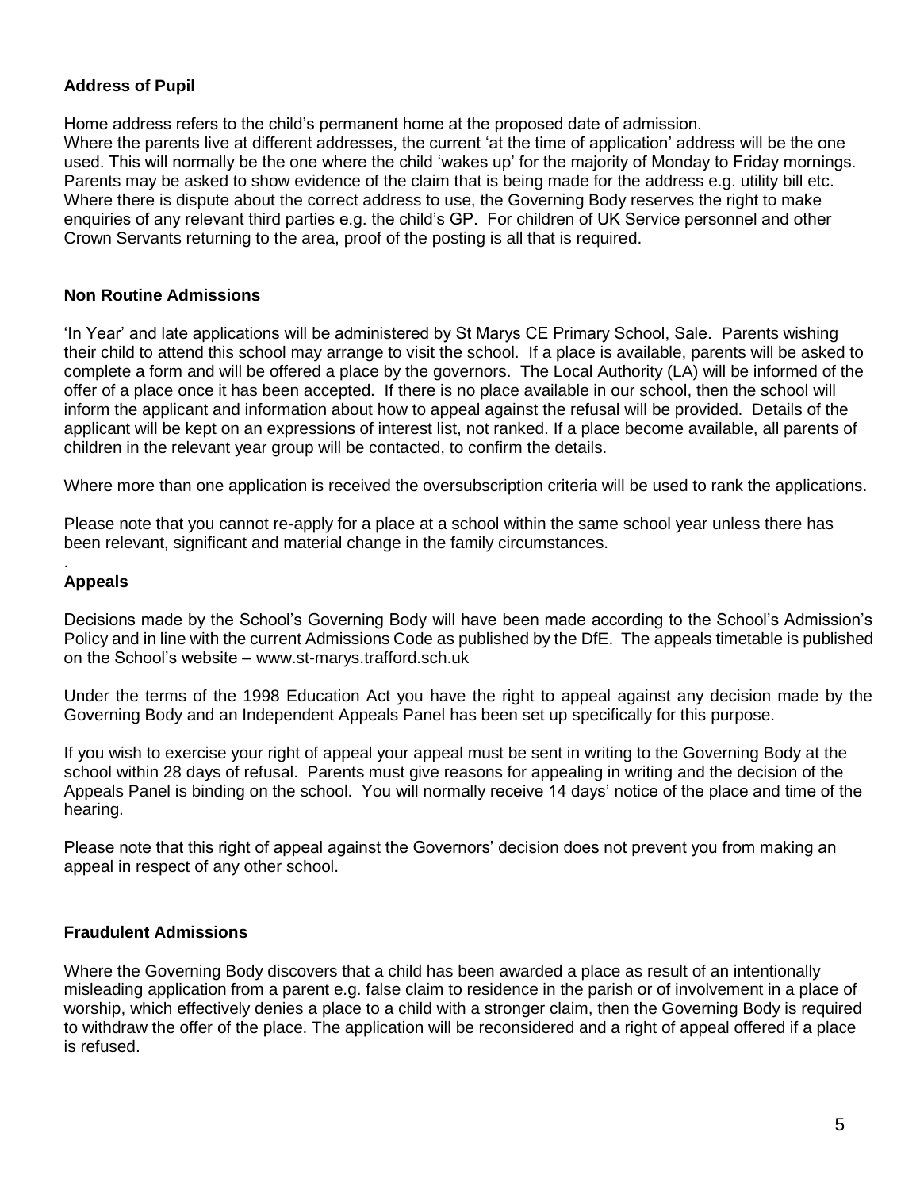**Address of Pupil**

Home address refers to the child's permanent home at the proposed date of admission.
Where the parents live at different addresses, the current 'at the time of application' address will be the one used. This will normally be the one where the child 'wakes up' for the majority of Monday to Friday mornings. Parents may be asked to show evidence of the claim that is being made for the address e.g. utility bill etc. Where there is dispute about the correct address to use, the Governing Body reserves the right to make enquiries of any relevant third parties e.g. the child's GP. For children of UK Service personnel and other Crown Servants returning to the area, proof of the posting is all that is required.

**Non Routine Admissions**

'In Year' and late applications will be administered by St Marys CE Primary School, Sale. Parents wishing their child to attend this school may arrange to visit the school. If a place is available, parents will be asked to complete a form and will be offered a place by the governors. The Local Authority (LA) will be informed of the offer of a place once it has been accepted. If there is no place available in our school, then the school will inform the applicant and information about how to appeal against the refusal will be provided. Details of the applicant will be kept on an expressions of interest list, not ranked. If a place become available, all parents of children in the relevant year group will be contacted, to confirm the details.

Where more than one application is received the oversubscription criteria will be used to rank the applications.

Please note that you cannot re-apply for a place at a school within the same school year unless there has been relevant, significant and material change in the family circumstances.

**Appeals**

Decisions made by the School's Governing Body will have been made according to the School's Admission's Policy and in line with the current Admissions Code as published by the DfE. The appeals timetable is published on the School's website – www.st-marys.trafford.sch.uk

Under the terms of the 1998 Education Act you have the right to appeal against any decision made by the Governing Body and an Independent Appeals Panel has been set up specifically for this purpose.

If you wish to exercise your right of appeal your appeal must be sent in writing to the Governing Body at the school within 28 days of refusal. Parents must give reasons for appealing in writing and the decision of the Appeals Panel is binding on the school. You will normally receive 14 days' notice of the place and time of the hearing.

Please note that this right of appeal against the Governors' decision does not prevent you from making an appeal in respect of any other school.

**Fraudulent Admissions**

Where the Governing Body discovers that a child has been awarded a place as result of an intentionally misleading application from a parent e.g. false claim to residence in the parish or of involvement in a place of worship, which effectively denies a place to a child with a stronger claim, then the Governing Body is required to withdraw the offer of the place. The application will be reconsidered and a right of appeal offered if a place is refused.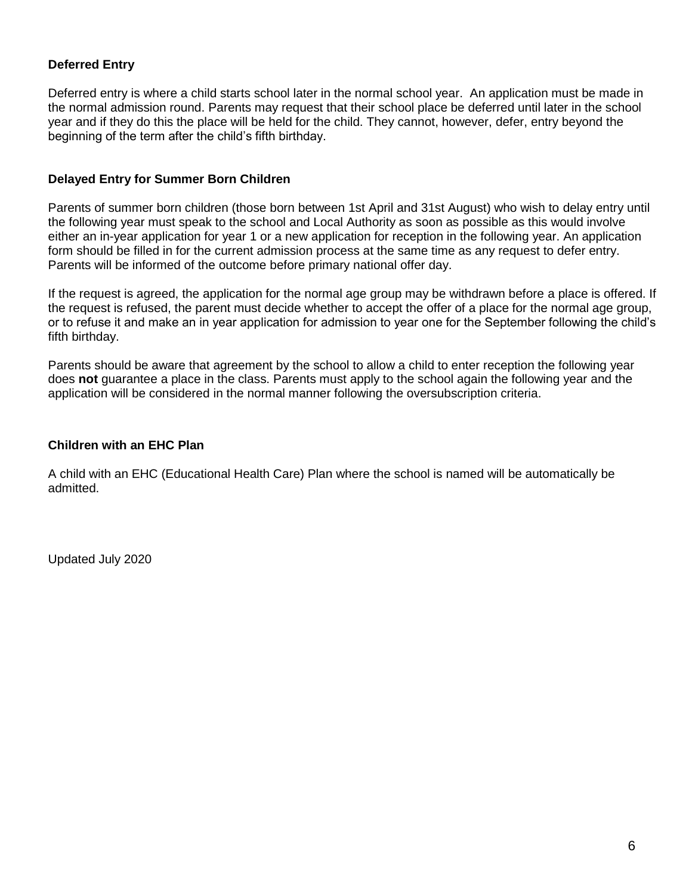**Deferred Entry**

Deferred entry is where a child starts school later in the normal school year. An application must be made in the normal admission round. Parents may request that their school place be deferred until later in the school year and if they do this the place will be held for the child. They cannot, however, defer, entry beyond the beginning of the term after the child's fifth birthday.

**Delayed Entry for Summer Born Children**

Parents of summer born children (those born between 1st April and 31st August) who wish to delay entry until the following year must speak to the school and Local Authority as soon as possible as this would involve either an in-year application for year 1 or a new application for reception in the following year. An application form should be filled in for the current admission process at the same time as any request to defer entry. Parents will be informed of the outcome before primary national offer day.

If the request is agreed, the application for the normal age group may be withdrawn before a place is offered. If the request is refused, the parent must decide whether to accept the offer of a place for the normal age group, or to refuse it and make an in year application for admission to year one for the September following the child's fifth birthday.

Parents should be aware that agreement by the school to allow a child to enter reception the following year does **not** guarantee a place in the class. Parents must apply to the school again the following year and the application will be considered in the normal manner following the oversubscription criteria.

**Children with an EHC Plan**

A child with an EHC (Educational Health Care) Plan where the school is named will be automatically be admitted.

Updated July 2020